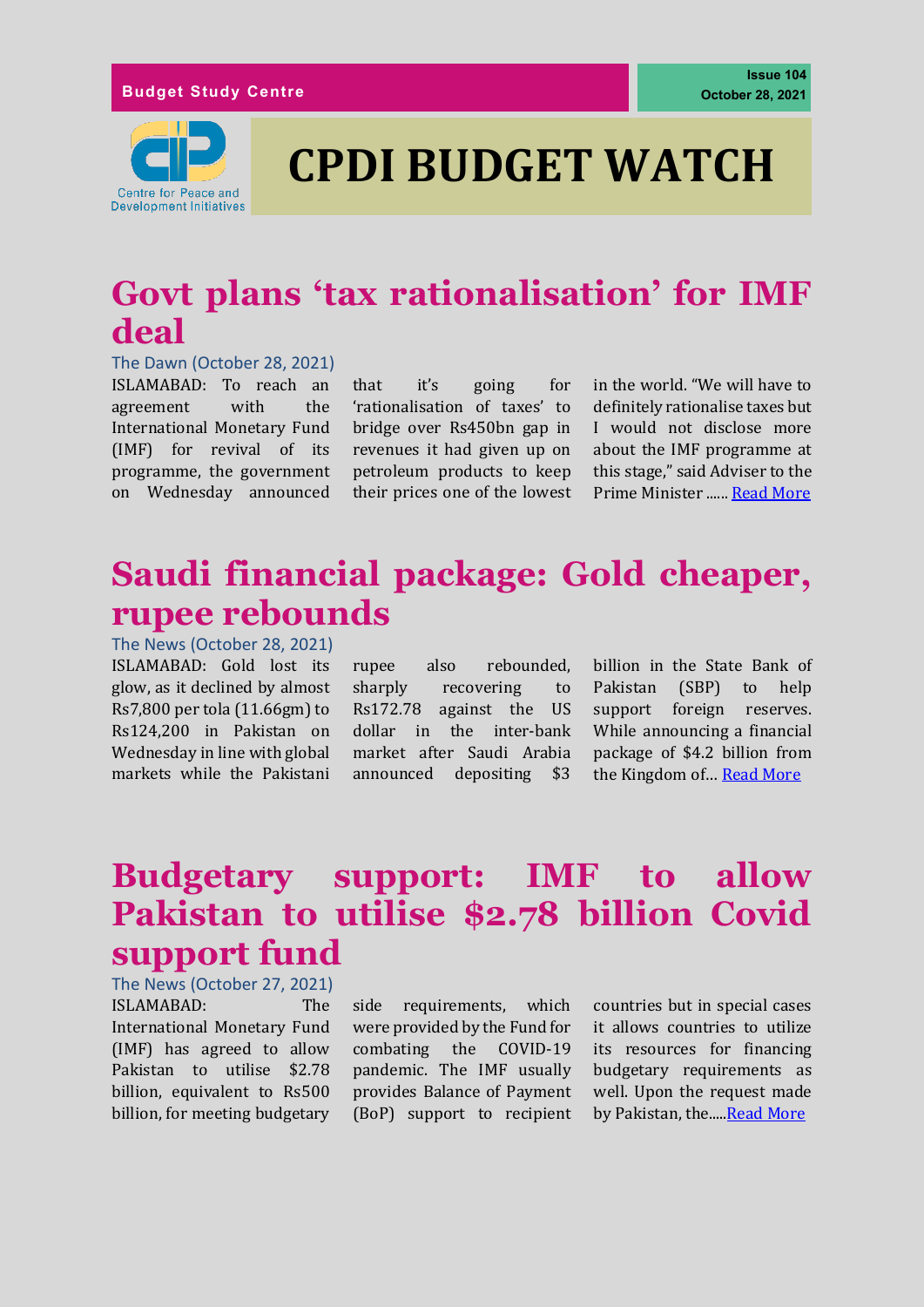Budget Study Centre

Issue 104
October 28, 2021

Centre for Peace and Development Initiatives

# CPDI BUDGET WATCH

## Govt plans 'tax rationalisation' for IMF deal

The Dawn (October 28, 2021)

ISLAMABAD: To reach an agreement with the International Monetary Fund (IMF) for revival of its programme, the government on Wednesday announced that it's going for 'rationalisation of taxes' to bridge over Rs450bn gap in revenues it had given up on petroleum products to keep their prices one of the lowest in the world. "We will have to definitely rationalise taxes but I would not disclose more about the IMF programme at this stage," said Adviser to the Prime Minister ...... Read More

## Saudi financial package: Gold cheaper, rupee rebounds

The News (October 28, 2021)

ISLAMABAD: Gold lost its glow, as it declined by almost Rs7,800 per tola (11.66gm) to Rs124,200 in Pakistan on Wednesday in line with global markets while the Pakistani rupee also rebounded, sharply recovering to Rs172.78 against the US dollar in the inter-bank market after Saudi Arabia announced depositing $3 billion in the State Bank of Pakistan (SBP) to help support foreign reserves. While announcing a financial package of $4.2 billion from the Kingdom of… Read More

## Budgetary support: IMF to allow Pakistan to utilise $2.78 billion Covid support fund

The News (October 27, 2021)

ISLAMABAD: The International Monetary Fund (IMF) has agreed to allow Pakistan to utilise $2.78 billion, equivalent to Rs500 billion, for meeting budgetary side requirements, which were provided by the Fund for combating the COVID-19 pandemic. The IMF usually provides Balance of Payment (BoP) support to recipient countries but in special cases it allows countries to utilize its resources for financing budgetary requirements as well. Upon the request made by Pakistan, the.....Read More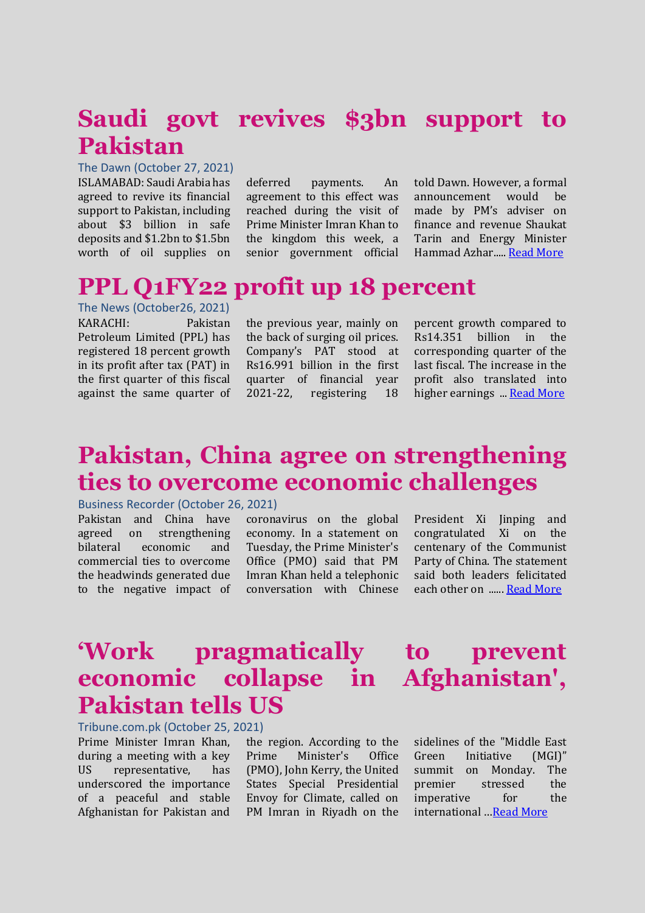# Saudi govt revives $3bn support to Pakistan

The Dawn (October 27, 2021)

ISLAMABAD: Saudi Arabia has agreed to revive its financial support to Pakistan, including about $3 billion in safe deposits and $1.2bn to $1.5bn worth of oil supplies on deferred payments. An agreement to this effect was reached during the visit of Prime Minister Imran Khan to the kingdom this week, a senior government official told Dawn. However, a formal announcement would be made by PM's adviser on finance and revenue Shaukat Tarin and Energy Minister Hammad Azhar..... Read More

# PPL Q1FY22 profit up 18 percent

The News (October26, 2021)

KARACHI: Pakistan Petroleum Limited (PPL) has registered 18 percent growth in its profit after tax (PAT) in the first quarter of this fiscal against the same quarter of the previous year, mainly on the back of surging oil prices. Company's PAT stood at Rs16.991 billion in the first quarter of financial year 2021-22, registering 18 percent growth compared to Rs14.351 billion in the corresponding quarter of the last fiscal. The increase in the profit also translated into higher earnings ... Read More

# Pakistan, China agree on strengthening ties to overcome economic challenges

Business Recorder (October 26, 2021)

Pakistan and China have agreed on strengthening bilateral economic and commercial ties to overcome the headwinds generated due to the negative impact of coronavirus on the global economy. In a statement on Tuesday, the Prime Minister's Office (PMO) said that PM Imran Khan held a telephonic conversation with Chinese President Xi Jinping and congratulated Xi on the centenary of the Communist Party of China. The statement said both leaders felicitated each other on ...... Read More

# 'Work pragmatically to prevent economic collapse in Afghanistan', Pakistan tells US

Tribune.com.pk (October 25, 2021)

Prime Minister Imran Khan, during a meeting with a key US representative, has underscored the importance of a peaceful and stable Afghanistan for Pakistan and the region. According to the Prime Minister's Office (PMO), John Kerry, the United States Special Presidential Envoy for Climate, called on PM Imran in Riyadh on the sidelines of the "Middle East Green Initiative (MGI)" summit on Monday. The premier stressed the imperative for the international ...Read More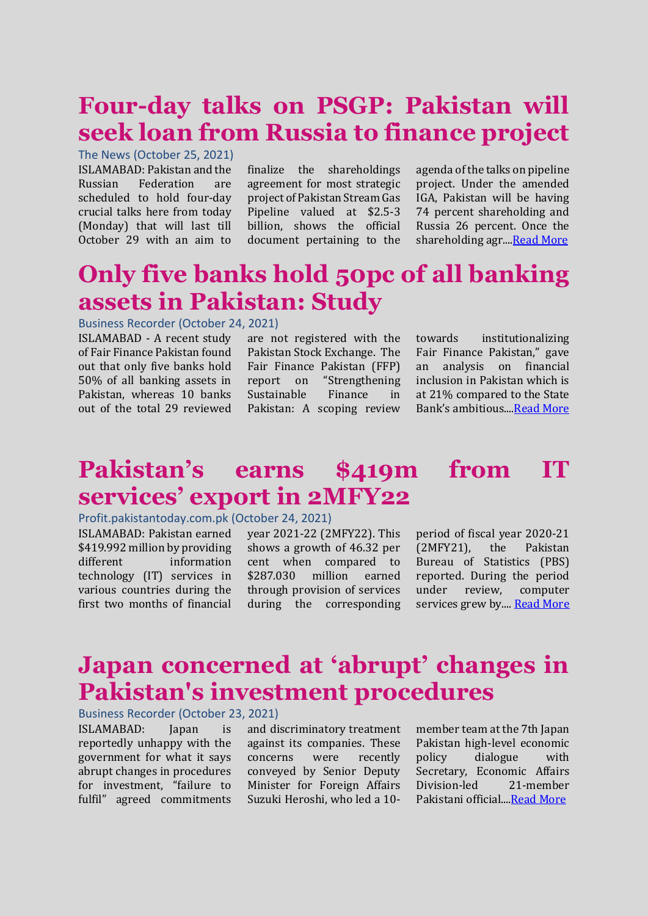# Four-day talks on PSGP: Pakistan will seek loan from Russia to finance project

The News (October 25, 2021)

ISLAMABAD: Pakistan and the Russian Federation are scheduled to hold four-day crucial talks here from today (Monday) that will last till October 29 with an aim to finalize the shareholdings agreement for most strategic project of Pakistan Stream Gas Pipeline valued at $2.5-3 billion, shows the official document pertaining to the agenda of the talks on pipeline project. Under the amended IGA, Pakistan will be having 74 percent shareholding and Russia 26 percent. Once the shareholding agr....[Read More]

# Only five banks hold 50pc of all banking assets in Pakistan: Study

Business Recorder (October 24, 2021)

ISLAMABAD - A recent study of Fair Finance Pakistan found out that only five banks hold 50% of all banking assets in Pakistan, whereas 10 banks out of the total 29 reviewed are not registered with the Pakistan Stock Exchange. The Fair Finance Pakistan (FFP) report on "Strengthening Sustainable Finance in Pakistan: A scoping review towards institutionalizing Fair Finance Pakistan," gave an analysis on financial inclusion in Pakistan which is at 21% compared to the State Bank's ambitious....[Read More]

# Pakistan's earns $419m from IT services' export in 2MFY22

Profit.pakistantoday.com.pk (October 24, 2021)

ISLAMABAD: Pakistan earned $419.992 million by providing different information technology (IT) services in various countries during the first two months of financial year 2021-22 (2MFY22). This shows a growth of 46.32 per cent when compared to $287.030 million earned through provision of services during the corresponding period of fiscal year 2020-21 (2MFY21), the Pakistan Bureau of Statistics (PBS) reported. During the period under review, computer services grew by.... [Read More]

# Japan concerned at 'abrupt' changes in Pakistan's investment procedures

Business Recorder (October 23, 2021)

ISLAMABAD: Japan is reportedly unhappy with the government for what it says abrupt changes in procedures for investment, "failure to fulfil" agreed commitments and discriminatory treatment against its companies. These concerns were recently conveyed by Senior Deputy Minister for Foreign Affairs Suzuki Heroshi, who led a 10-member team at the 7th Japan Pakistan high-level economic policy dialogue with Secretary, Economic Affairs Division-led 21-member Pakistani official....[Read More]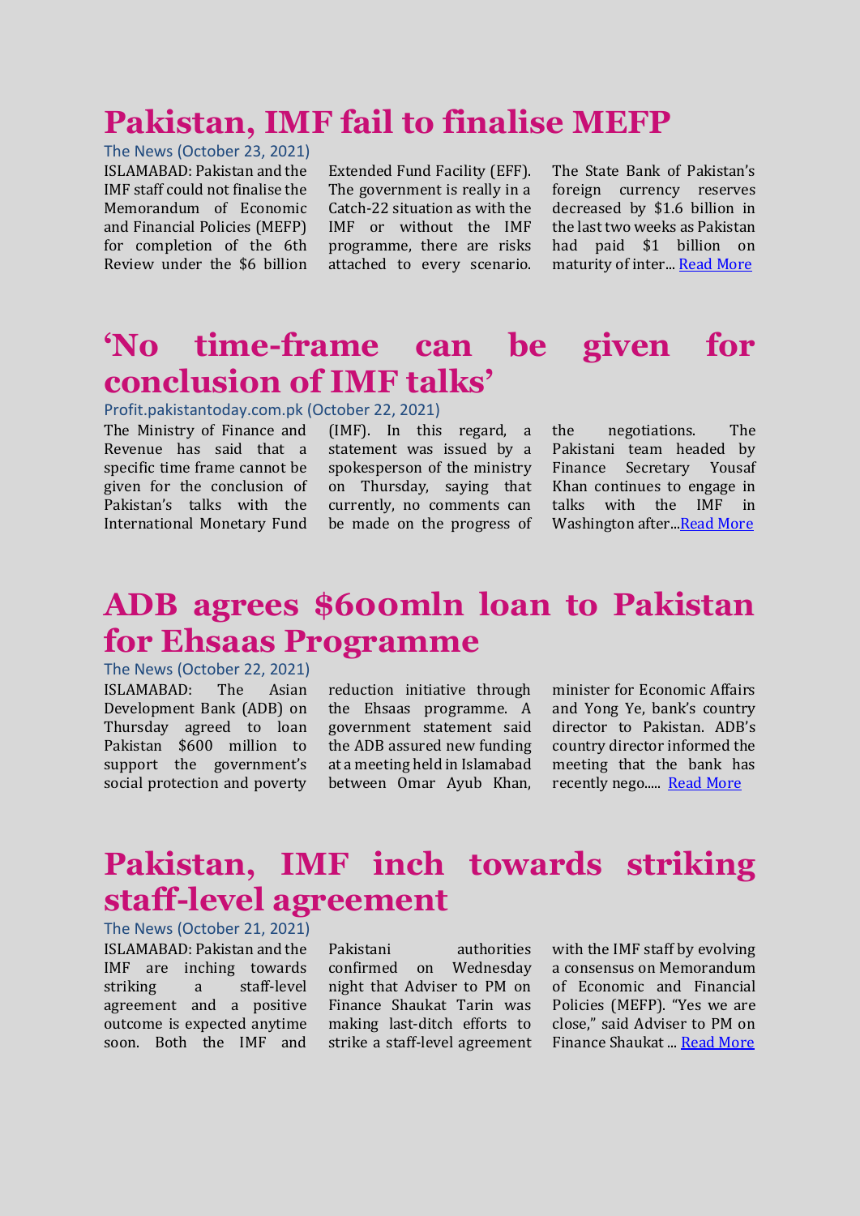## Pakistan, IMF fail to finalise MEFP

The News (October 23, 2021)

ISLAMABAD: Pakistan and the IMF staff could not finalise the Memorandum of Economic and Financial Policies (MEFP) for completion of the 6th Review under the $6 billion Extended Fund Facility (EFF). The government is really in a Catch-22 situation as with the IMF or without the IMF programme, there are risks attached to every scenario. The State Bank of Pakistan's foreign currency reserves decreased by $1.6 billion in the last two weeks as Pakistan had paid $1 billion on maturity of inter... Read More

## 'No time-frame can be given for conclusion of IMF talks'

Profit.pakistantoday.com.pk (October 22, 2021)

The Ministry of Finance and Revenue has said that a specific time frame cannot be given for the conclusion of Pakistan's talks with the International Monetary Fund (IMF). In this regard, a statement was issued by a spokesperson of the ministry on Thursday, saying that currently, no comments can be made on the progress of the negotiations. The Pakistani team headed by Finance Secretary Yousaf Khan continues to engage in talks with the IMF in Washington after...Read More

## ADB agrees $600mln loan to Pakistan for Ehsaas Programme

The News (October 22, 2021)

ISLAMABAD: The Asian Development Bank (ADB) on Thursday agreed to loan Pakistan $600 million to support the government's social protection and poverty reduction initiative through the Ehsaas programme. A government statement said the ADB assured new funding at a meeting held in Islamabad between Omar Ayub Khan, minister for Economic Affairs and Yong Ye, bank's country director to Pakistan. ADB's country director informed the meeting that the bank has recently nego..... Read More

## Pakistan, IMF inch towards striking staff-level agreement

The News (October 21, 2021)

ISLAMABAD: Pakistan and the IMF are inching towards striking a staff-level agreement and a positive outcome is expected anytime soon. Both the IMF and Pakistani authorities confirmed on Wednesday night that Adviser to PM on Finance Shaukat Tarin was making last-ditch efforts to strike a staff-level agreement with the IMF staff by evolving a consensus on Memorandum of Economic and Financial Policies (MEFP). "Yes we are close," said Adviser to PM on Finance Shaukat ... Read More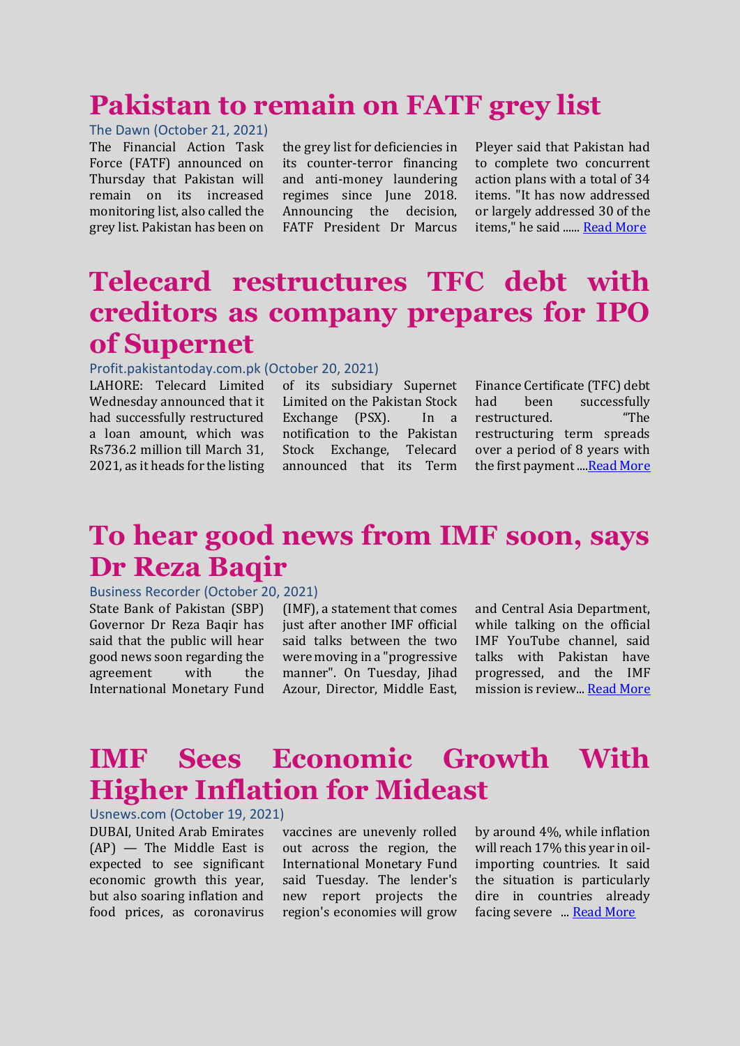## Pakistan to remain on FATF grey list

The Dawn (October 21, 2021)

The Financial Action Task Force (FATF) announced on Thursday that Pakistan will remain on its increased monitoring list, also called the grey list. Pakistan has been on the grey list for deficiencies in its counter-terror financing and anti-money laundering regimes since June 2018. Announcing the decision, FATF President Dr Marcus Pleyer said that Pakistan had to complete two concurrent action plans with a total of 34 items. "It has now addressed or largely addressed 30 of the items," he said ...... Read More

## Telecard restructures TFC debt with creditors as company prepares for IPO of Supernet

Profit.pakistantoday.com.pk (October 20, 2021)

LAHORE: Telecard Limited Wednesday announced that it had successfully restructured a loan amount, which was Rs736.2 million till March 31, 2021, as it heads for the listing of its subsidiary Supernet Limited on the Pakistan Stock Exchange (PSX). In a notification to the Pakistan Stock Exchange, Telecard announced that its Term Finance Certificate (TFC) debt had been successfully restructured. "The restructuring term spreads over a period of 8 years with the first payment ....Read More

## To hear good news from IMF soon, says Dr Reza Baqir

Business Recorder (October 20, 2021)

State Bank of Pakistan (SBP) Governor Dr Reza Baqir has said that the public will hear good news soon regarding the agreement with the International Monetary Fund (IMF), a statement that comes just after another IMF official said talks between the two were moving in a "progressive manner". On Tuesday, Jihad Azour, Director, Middle East, and Central Asia Department, while talking on the official IMF YouTube channel, said talks with Pakistan have progressed, and the IMF mission is review... Read More

## IMF Sees Economic Growth With Higher Inflation for Mideast

Usnews.com (October 19, 2021)

DUBAI, United Arab Emirates (AP) — The Middle East is expected to see significant economic growth this year, but also soaring inflation and food prices, as coronavirus vaccines are unevenly rolled out across the region, the International Monetary Fund said Tuesday. The lender's new report projects the region's economies will grow by around 4%, while inflation will reach 17% this year in oil-importing countries. It said the situation is particularly dire in countries already facing severe ... Read More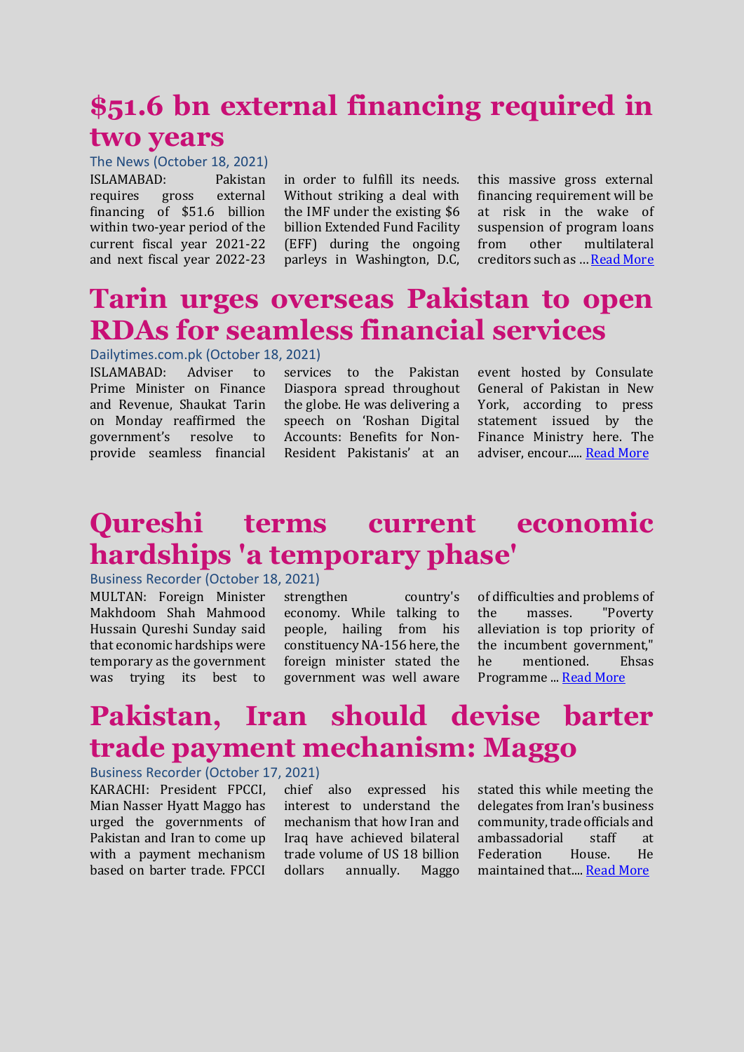# $51.6 bn external financing required in two years

The News (October 18, 2021)

ISLAMABAD: Pakistan requires gross external financing of $51.6 billion within two-year period of the current fiscal year 2021-22 and next fiscal year 2022-23 in order to fulfill its needs. Without striking a deal with the IMF under the existing $6 billion Extended Fund Facility (EFF) during the ongoing parleys in Washington, D.C, this massive gross external financing requirement will be at risk in the wake of suspension of program loans from other multilateral creditors such as … Read More

# Tarin urges overseas Pakistan to open RDAs for seamless financial services

Dailytimes.com.pk (October 18, 2021)

ISLAMABAD: Adviser to Prime Minister on Finance and Revenue, Shaukat Tarin on Monday reaffirmed the government's resolve to provide seamless financial services to the Pakistan Diaspora spread throughout the globe. He was delivering a speech on 'Roshan Digital Accounts: Benefits for Non-Resident Pakistanis' at an event hosted by Consulate General of Pakistan in New York, according to press statement issued by the Finance Ministry here. The adviser, encour..... Read More

# Qureshi terms current economic hardships 'a temporary phase'

Business Recorder (October 18, 2021)

MULTAN: Foreign Minister Makhdoom Shah Mahmood Hussain Qureshi Sunday said that economic hardships were temporary as the government was trying its best to strengthen country's economy. While talking to people, hailing from his constituency NA-156 here, the foreign minister stated the government was well aware of difficulties and problems of the masses. "Poverty alleviation is top priority of the incumbent government," he mentioned. Ehsas Programme ... Read More

# Pakistan, Iran should devise barter trade payment mechanism: Maggo

Business Recorder (October 17, 2021)

KARACHI: President FPCCI, Mian Nasser Hyatt Maggo has urged the governments of Pakistan and Iran to come up with a payment mechanism based on barter trade. FPCCI chief also expressed his interest to understand the mechanism that how Iran and Iraq have achieved bilateral trade volume of US 18 billion dollars annually. Maggo stated this while meeting the delegates from Iran's business community, trade officials and ambassadorial staff at Federation House. He maintained that.... Read More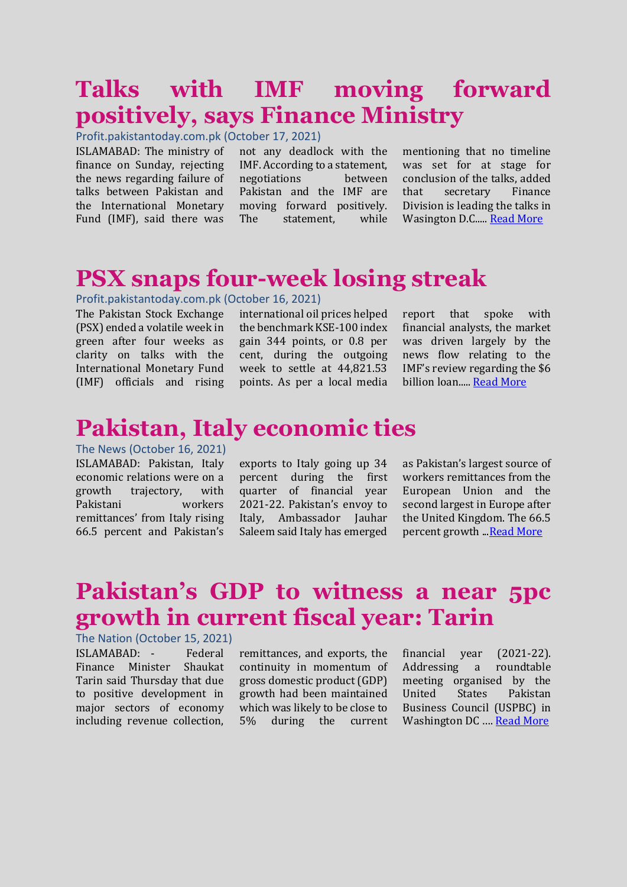# Talks with IMF moving forward positively, says Finance Ministry

Profit.pakistantoday.com.pk (October 17, 2021)

ISLAMABAD: The ministry of finance on Sunday, rejecting the news regarding failure of talks between Pakistan and the International Monetary Fund (IMF), said there was not any deadlock with the IMF. According to a statement, negotiations between Pakistan and the IMF are moving forward positively. The statement, while mentioning that no timeline was set for at stage for conclusion of the talks, added that secretary Finance Division is leading the talks in Wasington D.C..... [Read More]

# PSX snaps four-week losing streak

Profit.pakistantoday.com.pk (October 16, 2021)

The Pakistan Stock Exchange (PSX) ended a volatile week in green after four weeks as clarity on talks with the International Monetary Fund (IMF) officials and rising international oil prices helped the benchmark KSE-100 index gain 344 points, or 0.8 per cent, during the outgoing week to settle at 44,821.53 points. As per a local media report that spoke with financial analysts, the market was driven largely by the news flow relating to the IMF's review regarding the $6 billion loan..... [Read More]

# Pakistan, Italy economic ties

The News (October 16, 2021)

ISLAMABAD: Pakistan, Italy economic relations were on a growth trajectory, with Pakistani workers remittances' from Italy rising 66.5 percent and Pakistan's exports to Italy going up 34 percent during the first quarter of financial year 2021-22. Pakistan's envoy to Italy, Ambassador Jauhar Saleem said Italy has emerged as Pakistan's largest source of workers remittances from the European Union and the second largest in Europe after the United Kingdom. The 66.5 percent growth ...[Read More]

# Pakistan's GDP to witness a near 5pc growth in current fiscal year: Tarin

The Nation (October 15, 2021)

ISLAMABAD: - Federal Finance Minister Shaukat Tarin said Thursday that due to positive development in major sectors of economy including revenue collection, remittances, and exports, the continuity in momentum of gross domestic product (GDP) growth had been maintained which was likely to be close to 5% during the current financial year (2021-22). Addressing a roundtable meeting organised by the United States Pakistan Business Council (USPBC) in Washington DC …. [Read More]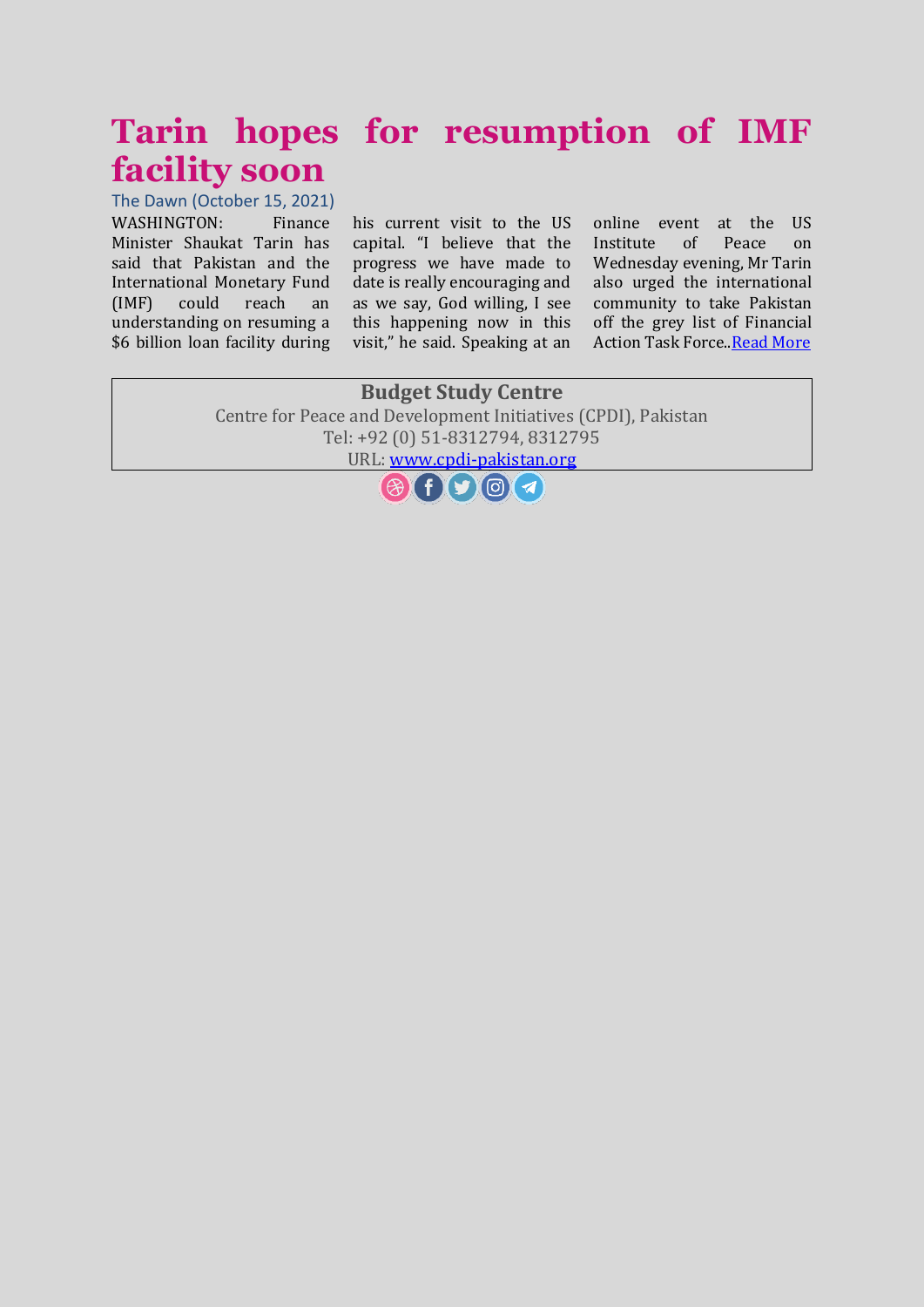# Tarin hopes for resumption of IMF facility soon

The Dawn (October 15, 2021)

WASHINGTON: Finance Minister Shaukat Tarin has said that Pakistan and the International Monetary Fund (IMF) could reach an understanding on resuming a $6 billion loan facility during his current visit to the US capital. "I believe that the progress we have made to date is really encouraging and as we say, God willing, I see this happening now in this visit," he said. Speaking at an online event at the US Institute of Peace on Wednesday evening, Mr Tarin also urged the international community to take Pakistan off the grey list of Financial Action Task Force..Read More

**Budget Study Centre**

Centre for Peace and Development Initiatives (CPDI), Pakistan

Tel: +92 (0) 51-8312794, 8312795

URL: www.cpdi-pakistan.org